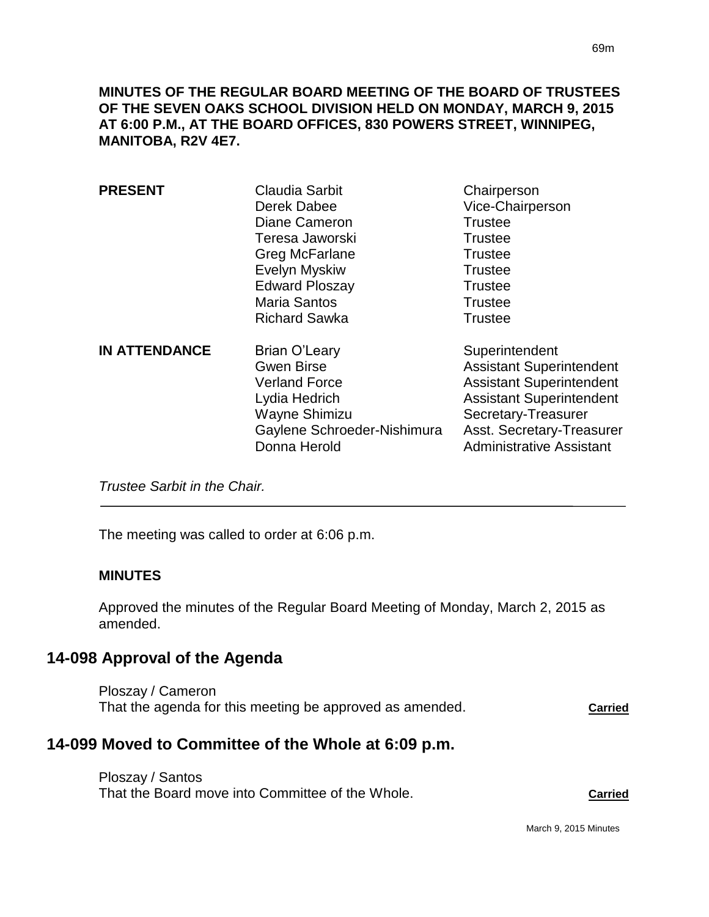**MINUTES OF THE REGULAR BOARD MEETING OF THE BOARD OF TRUSTEES OF THE SEVEN OAKS SCHOOL DIVISION HELD ON MONDAY, MARCH 9, 2015 AT 6:00 P.M., AT THE BOARD OFFICES, 830 POWERS STREET, WINNIPEG, MANITOBA, R2V 4E7.**

| | | |
|---|---|---|
| **PRESENT** | Claudia Sarbit | Chairperson |
| | Derek Dabee | Vice-Chairperson |
| | Diane Cameron | Trustee |
| | Teresa Jaworski | Trustee |
| | Greg McFarlane | Trustee |
| | Evelyn Myskiw | Trustee |
| | Edward Ploszay | Trustee |
| | Maria Santos | Trustee |
| | Richard Sawka | Trustee |
| **IN ATTENDANCE** | Brian O'Leary | Superintendent |
| | Gwen Birse | Assistant Superintendent |
| | Verland Force | Assistant Superintendent |
| | Lydia Hedrich | Assistant Superintendent |
| | Wayne Shimizu | Secretary-Treasurer |
| | Gaylene Schroeder-Nishimura | Asst. Secretary-Treasurer |
| | Donna Herold | Administrative Assistant |

*Trustee Sarbit in the Chair.*

---

The meeting was called to order at 6:06 p.m.

**MINUTES**

Approved the minutes of the Regular Board Meeting of Monday, March 2, 2015 as amended.

## 14-098 Approval of the Agenda

Ploszay / Cameron
That the agenda for this meeting be approved as amended. **Carried**

## 14-099 Moved to Committee of the Whole at 6:09 p.m.

Ploszay / Santos
That the Board move into Committee of the Whole. **Carried**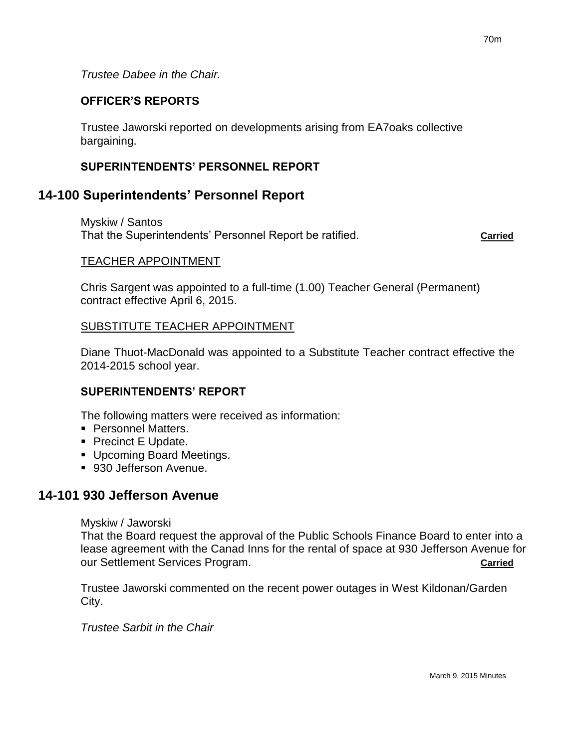*Trustee Dabee in the Chair.*

**OFFICER'S REPORTS**

Trustee Jaworski reported on developments arising from EA7oaks collective bargaining.

**SUPERINTENDENTS' PERSONNEL REPORT**

## 14-100 Superintendents' Personnel Report

Myskiw / Santos
That the Superintendents' Personnel Report be ratified. **Carried**

TEACHER APPOINTMENT

Chris Sargent was appointed to a full-time (1.00) Teacher General (Permanent) contract effective April 6, 2015.

SUBSTITUTE TEACHER APPOINTMENT

Diane Thuot-MacDonald was appointed to a Substitute Teacher contract effective the 2014-2015 school year.

**SUPERINTENDENTS' REPORT**

The following matters were received as information:

- Personnel Matters.
- Precinct E Update.
- Upcoming Board Meetings.
- 930 Jefferson Avenue.

## 14-101 930 Jefferson Avenue

Myskiw / Jaworski
That the Board request the approval of the Public Schools Finance Board to enter into a lease agreement with the Canad Inns for the rental of space at 930 Jefferson Avenue for our Settlement Services Program. **Carried**

Trustee Jaworski commented on the recent power outages in West Kildonan/Garden City.

*Trustee Sarbit in the Chair*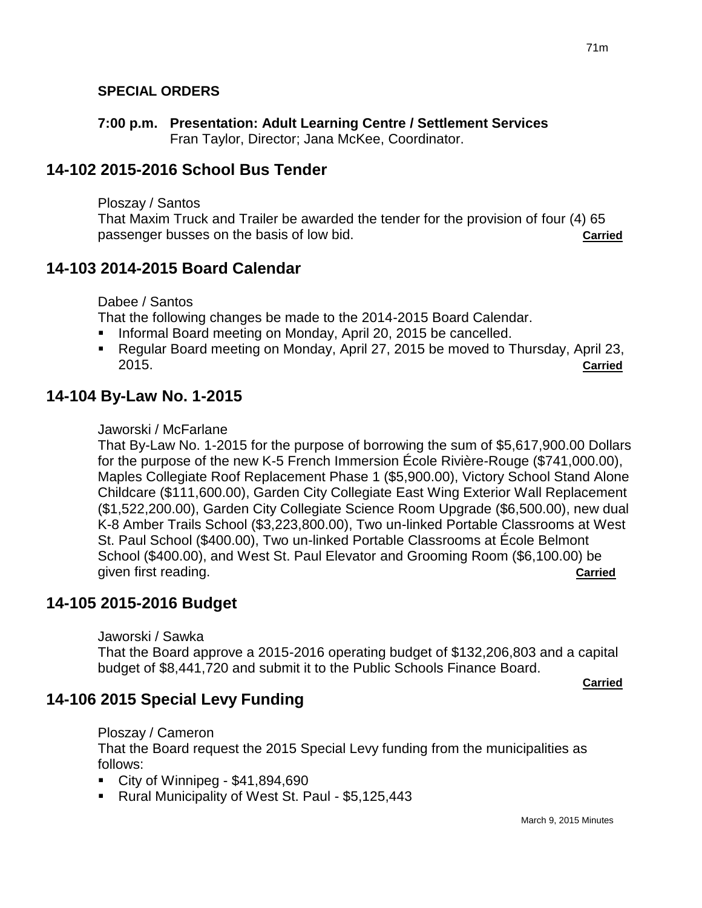**SPECIAL ORDERS**

**7:00 p.m. Presentation: Adult Learning Centre / Settlement Services**
Fran Taylor, Director; Jana McKee, Coordinator.

## 14-102 2015-2016 School Bus Tender

Ploszay / Santos
That Maxim Truck and Trailer be awarded the tender for the provision of four (4) 65 passenger busses on the basis of low bid. **Carried**

## 14-103 2014-2015 Board Calendar

Dabee / Santos
That the following changes be made to the 2014-2015 Board Calendar.

- Informal Board meeting on Monday, April 20, 2015 be cancelled.
- Regular Board meeting on Monday, April 27, 2015 be moved to Thursday, April 23, 2015. **Carried**

## 14-104 By-Law No. 1-2015

Jaworski / McFarlane
That By-Law No. 1-2015 for the purpose of borrowing the sum of $5,617,900.00 Dollars for the purpose of the new K-5 French Immersion École Rivière-Rouge ($741,000.00), Maples Collegiate Roof Replacement Phase 1 ($5,900.00), Victory School Stand Alone Childcare ($111,600.00), Garden City Collegiate East Wing Exterior Wall Replacement ($1,522,200.00), Garden City Collegiate Science Room Upgrade ($6,500.00), new dual K-8 Amber Trails School ($3,223,800.00), Two un-linked Portable Classrooms at West St. Paul School ($400.00), Two un-linked Portable Classrooms at École Belmont School ($400.00), and West St. Paul Elevator and Grooming Room ($6,100.00) be given first reading. **Carried**

## 14-105 2015-2016 Budget

Jaworski / Sawka
That the Board approve a 2015-2016 operating budget of $132,206,803 and a capital budget of $8,441,720 and submit it to the Public Schools Finance Board. **Carried**

## 14-106 2015 Special Levy Funding

Ploszay / Cameron
That the Board request the 2015 Special Levy funding from the municipalities as follows:

- City of Winnipeg - $41,894,690
- Rural Municipality of West St. Paul - $5,125,443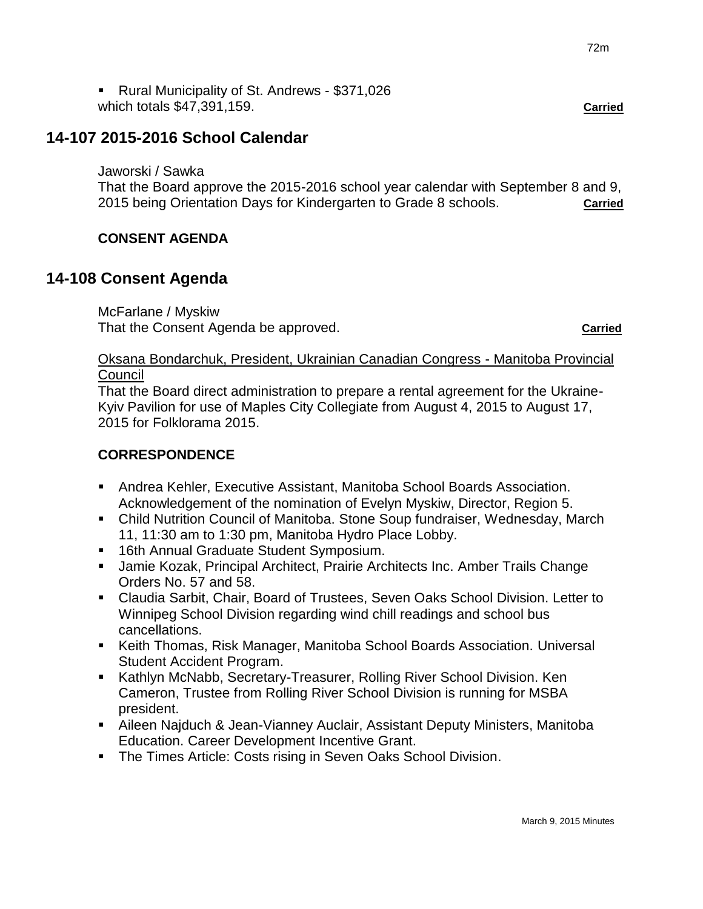- Rural Municipality of St. Andrews - $371,026

which totals $47,391,159. **Carried**

## 14-107 2015-2016 School Calendar

Jaworski / Sawka

That the Board approve the 2015-2016 school year calendar with September 8 and 9, 2015 being Orientation Days for Kindergarten to Grade 8 schools. **Carried**

**CONSENT AGENDA**

## 14-108 Consent Agenda

McFarlane / Myskiw

That the Consent Agenda be approved. **Carried**

Oksana Bondarchuk, President, Ukrainian Canadian Congress - Manitoba Provincial Council

That the Board direct administration to prepare a rental agreement for the Ukraine-Kyiv Pavilion for use of Maples City Collegiate from August 4, 2015 to August 17, 2015 for Folklorama 2015.

**CORRESPONDENCE**

- Andrea Kehler, Executive Assistant, Manitoba School Boards Association. Acknowledgement of the nomination of Evelyn Myskiw, Director, Region 5.
- Child Nutrition Council of Manitoba. Stone Soup fundraiser, Wednesday, March 11, 11:30 am to 1:30 pm, Manitoba Hydro Place Lobby.
- 16th Annual Graduate Student Symposium.
- Jamie Kozak, Principal Architect, Prairie Architects Inc. Amber Trails Change Orders No. 57 and 58.
- Claudia Sarbit, Chair, Board of Trustees, Seven Oaks School Division. Letter to Winnipeg School Division regarding wind chill readings and school bus cancellations.
- Keith Thomas, Risk Manager, Manitoba School Boards Association. Universal Student Accident Program.
- Kathlyn McNabb, Secretary-Treasurer, Rolling River School Division. Ken Cameron, Trustee from Rolling River School Division is running for MSBA president.
- Aileen Najduch & Jean-Vianney Auclair, Assistant Deputy Ministers, Manitoba Education. Career Development Incentive Grant.
- The Times Article: Costs rising in Seven Oaks School Division.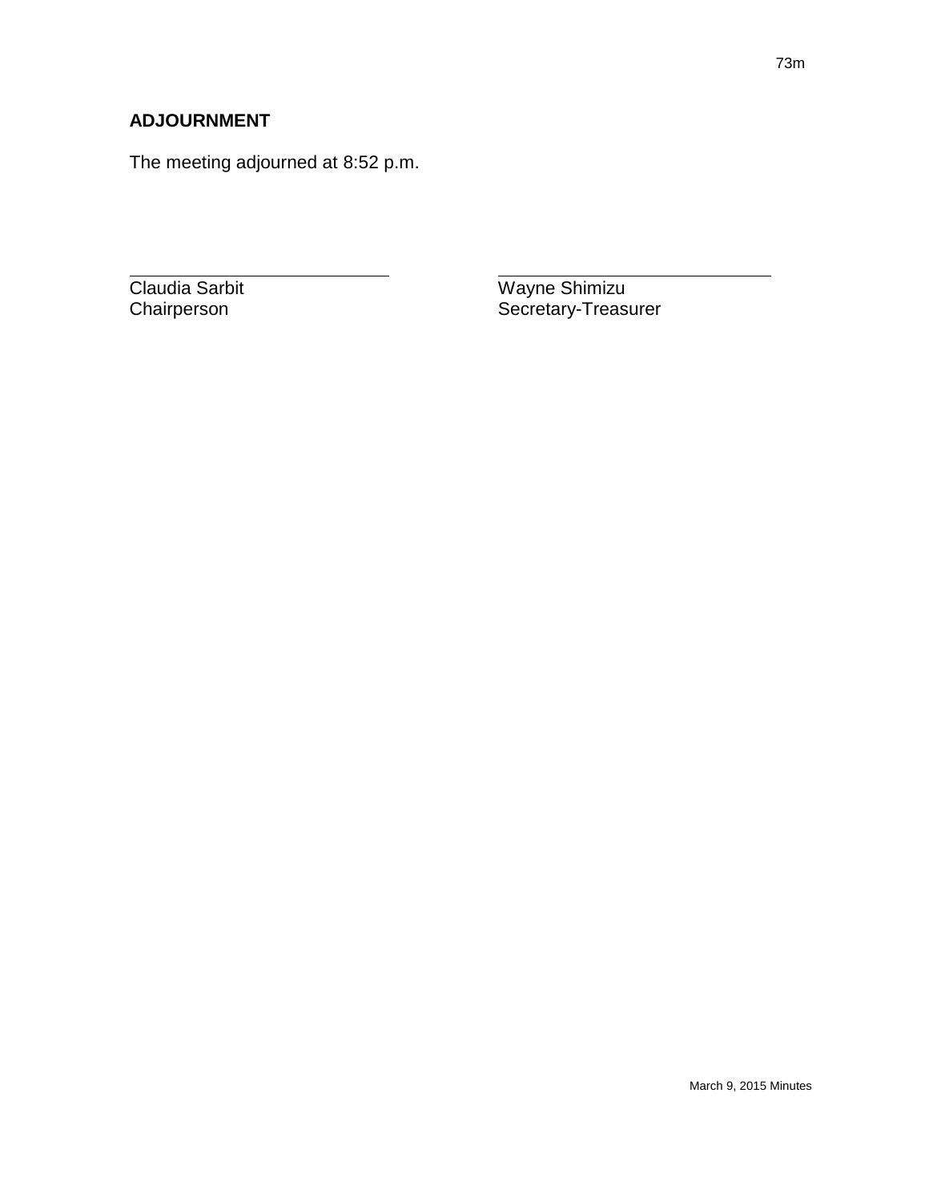## ADJOURNMENT

The meeting adjourned at 8:52 p.m.

| | |
|---|---|
| Claudia Sarbit | Wayne Shimizu |
| Chairperson | Secretary-Treasurer |